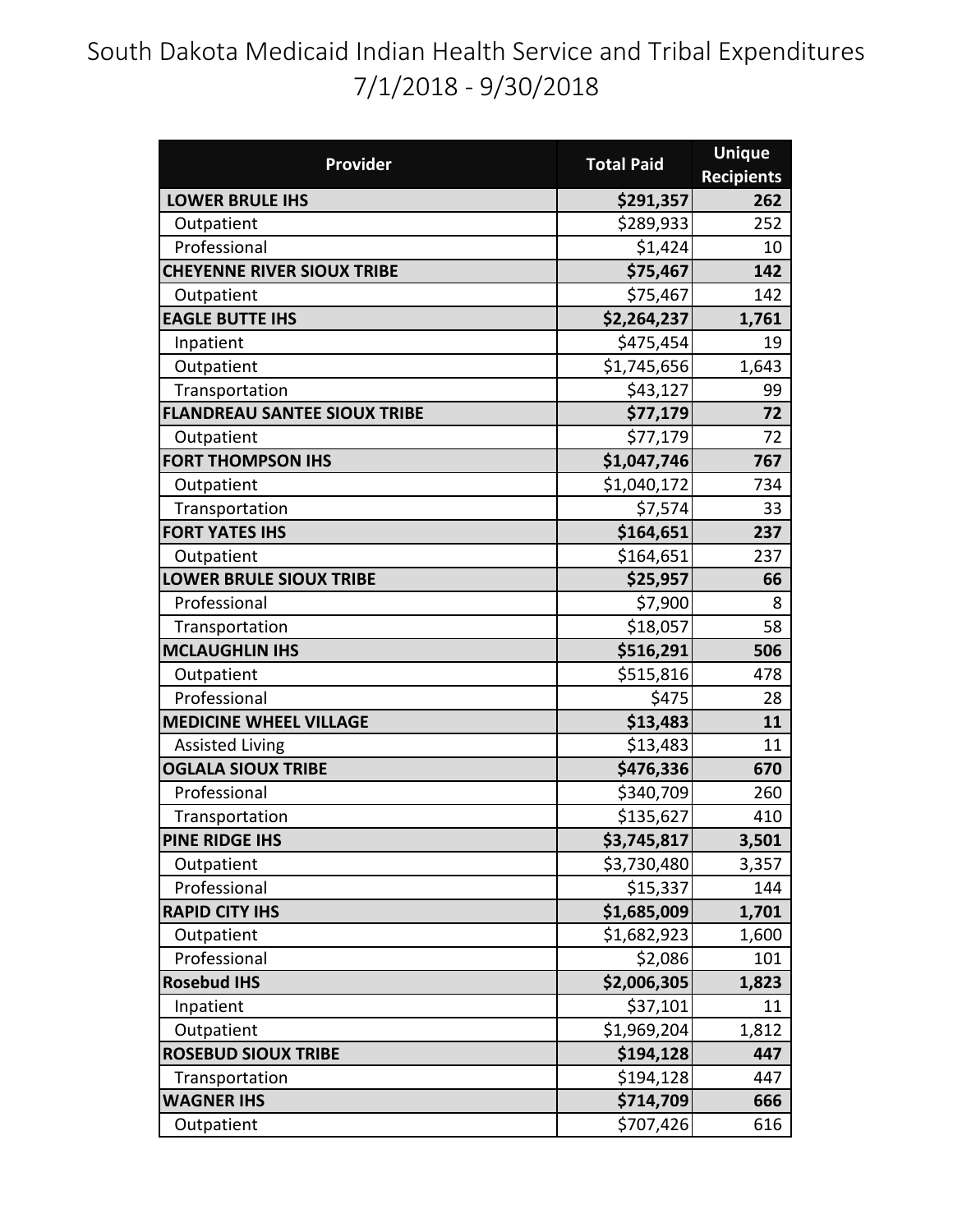# South Dakota Medicaid Indian Health Service and Tribal Expenditures 7/1/2018 - 9/30/2018

| Provider | Total Paid | Unique Recipients |
|---|---|---|
| **LOWER BRULE IHS** | **$291,357** | **262** |
| Outpatient | $289,933 | 252 |
| Professional | $1,424 | 10 |
| **CHEYENNE RIVER SIOUX TRIBE** | **$75,467** | **142** |
| Outpatient | $75,467 | 142 |
| **EAGLE BUTTE IHS** | **$2,264,237** | **1,761** |
| Inpatient | $475,454 | 19 |
| Outpatient | $1,745,656 | 1,643 |
| Transportation | $43,127 | 99 |
| **FLANDREAU SANTEE SIOUX TRIBE** | **$77,179** | **72** |
| Outpatient | $77,179 | 72 |
| **FORT THOMPSON IHS** | **$1,047,746** | **767** |
| Outpatient | $1,040,172 | 734 |
| Transportation | $7,574 | 33 |
| **FORT YATES IHS** | **$164,651** | **237** |
| Outpatient | $164,651 | 237 |
| **LOWER BRULE SIOUX TRIBE** | **$25,957** | **66** |
| Professional | $7,900 | 8 |
| Transportation | $18,057 | 58 |
| **MCLAUGHLIN IHS** | **$516,291** | **506** |
| Outpatient | $515,816 | 478 |
| Professional | $475 | 28 |
| **MEDICINE WHEEL VILLAGE** | **$13,483** | **11** |
| Assisted Living | $13,483 | 11 |
| **OGLALA SIOUX TRIBE** | **$476,336** | **670** |
| Professional | $340,709 | 260 |
| Transportation | $135,627 | 410 |
| **PINE RIDGE IHS** | **$3,745,817** | **3,501** |
| Outpatient | $3,730,480 | 3,357 |
| Professional | $15,337 | 144 |
| **RAPID CITY IHS** | **$1,685,009** | **1,701** |
| Outpatient | $1,682,923 | 1,600 |
| Professional | $2,086 | 101 |
| **Rosebud IHS** | **$2,006,305** | **1,823** |
| Inpatient | $37,101 | 11 |
| Outpatient | $1,969,204 | 1,812 |
| **ROSEBUD SIOUX TRIBE** | **$194,128** | **447** |
| Transportation | $194,128 | 447 |
| **WAGNER IHS** | **$714,709** | **666** |
| Outpatient | $707,426 | 616 |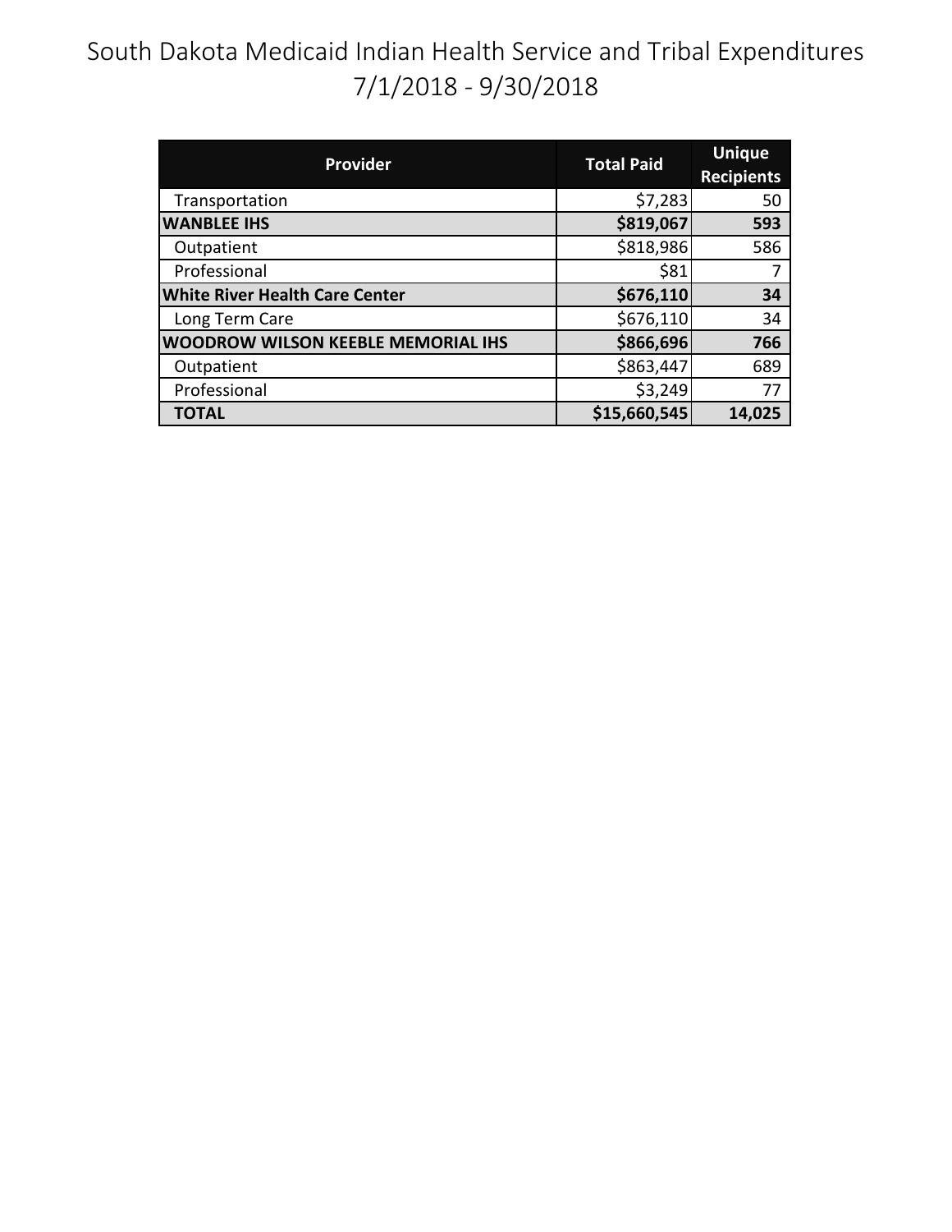# South Dakota Medicaid Indian Health Service and Tribal Expenditures 7/1/2018 - 9/30/2018

| Provider | Total Paid | Unique Recipients |
|---|---|---|
| Transportation | $7,283 | 50 |
| **WANBLEE IHS** | **$819,067** | **593** |
| Outpatient | $818,986 | 586 |
| Professional | $81 | 7 |
| **White River Health Care Center** | **$676,110** | **34** |
| Long Term Care | $676,110 | 34 |
| **WOODROW WILSON KEEBLE MEMORIAL IHS** | **$866,696** | **766** |
| Outpatient | $863,447 | 689 |
| Professional | $3,249 | 77 |
| **TOTAL** | **$15,660,545** | **14,025** |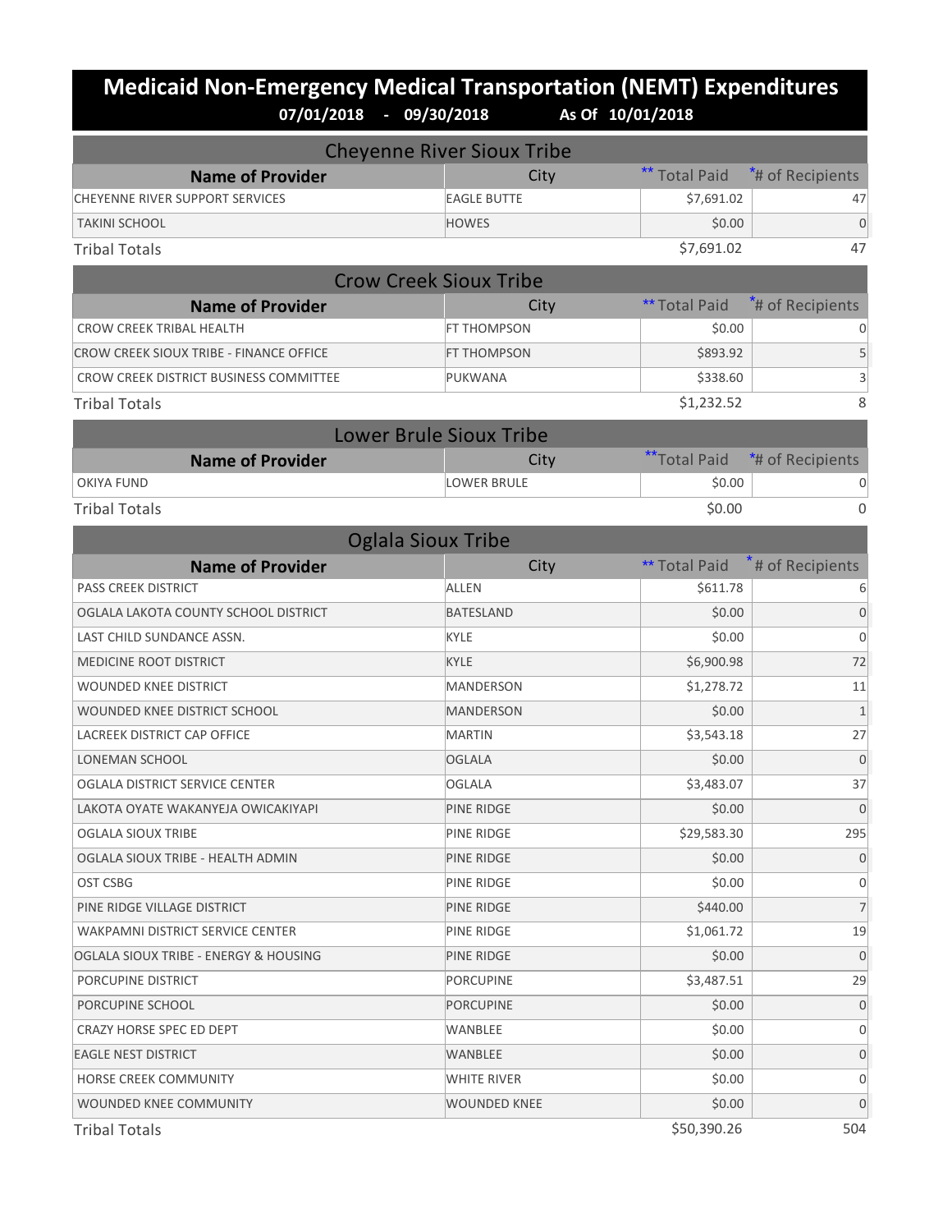# Medicaid Non-Emergency Medical Transportation (NEMT) Expenditures

**07/01/2018 - 09/30/2018 As Of 10/01/2018**

## Cheyenne River Sioux Tribe

| Name of Provider | City | ** Total Paid | *# of Recipients |
|---|---|---|---|
| CHEYENNE RIVER SUPPORT SERVICES | EAGLE BUTTE | $7,691.02 | 47 |
| TAKINI SCHOOL | HOWES | $0.00 | 0 |
| Tribal Totals | | $7,691.02 | 47 |

## Crow Creek Sioux Tribe

| Name of Provider | City | ** Total Paid | *# of Recipients |
|---|---|---|---|
| CROW CREEK TRIBAL HEALTH | FT THOMPSON | $0.00 | 0 |
| CROW CREEK SIOUX TRIBE - FINANCE OFFICE | FT THOMPSON | $893.92 | 5 |
| CROW CREEK DISTRICT BUSINESS COMMITTEE | PUKWANA | $338.60 | 3 |
| Tribal Totals | | $1,232.52 | 8 |

## Lower Brule Sioux Tribe

| Name of Provider | City | ** Total Paid | *# of Recipients |
|---|---|---|---|
| OKIYA FUND | LOWER BRULE | $0.00 | 0 |
| Tribal Totals | | $0.00 | 0 |

## Oglala Sioux Tribe

| Name of Provider | City | ** Total Paid | *# of Recipients |
|---|---|---|---|
| PASS CREEK DISTRICT | ALLEN | $611.78 | 6 |
| OGLALA LAKOTA COUNTY SCHOOL DISTRICT | BATESLAND | $0.00 | 0 |
| LAST CHILD SUNDANCE ASSN. | KYLE | $0.00 | 0 |
| MEDICINE ROOT DISTRICT | KYLE | $6,900.98 | 72 |
| WOUNDED KNEE DISTRICT | MANDERSON | $1,278.72 | 11 |
| WOUNDED KNEE DISTRICT SCHOOL | MANDERSON | $0.00 | 1 |
| LACREEK DISTRICT CAP OFFICE | MARTIN | $3,543.18 | 27 |
| LONEMAN SCHOOL | OGLALA | $0.00 | 0 |
| OGLALA DISTRICT SERVICE CENTER | OGLALA | $3,483.07 | 37 |
| LAKOTA OYATE WAKANYEJA OWICAKIYAPI | PINE RIDGE | $0.00 | 0 |
| OGLALA SIOUX TRIBE | PINE RIDGE | $29,583.30 | 295 |
| OGLALA SIOUX TRIBE - HEALTH ADMIN | PINE RIDGE | $0.00 | 0 |
| OST CSBG | PINE RIDGE | $0.00 | 0 |
| PINE RIDGE VILLAGE DISTRICT | PINE RIDGE | $440.00 | 7 |
| WAKPAMNI DISTRICT SERVICE CENTER | PINE RIDGE | $1,061.72 | 19 |
| OGLALA SIOUX TRIBE - ENERGY & HOUSING | PINE RIDGE | $0.00 | 0 |
| PORCUPINE DISTRICT | PORCUPINE | $3,487.51 | 29 |
| PORCUPINE SCHOOL | PORCUPINE | $0.00 | 0 |
| CRAZY HORSE SPEC ED DEPT | WANBLEE | $0.00 | 0 |
| EAGLE NEST DISTRICT | WANBLEE | $0.00 | 0 |
| HORSE CREEK COMMUNITY | WHITE RIVER | $0.00 | 0 |
| WOUNDED KNEE COMMUNITY | WOUNDED KNEE | $0.00 | 0 |
| Tribal Totals | | $50,390.26 | 504 |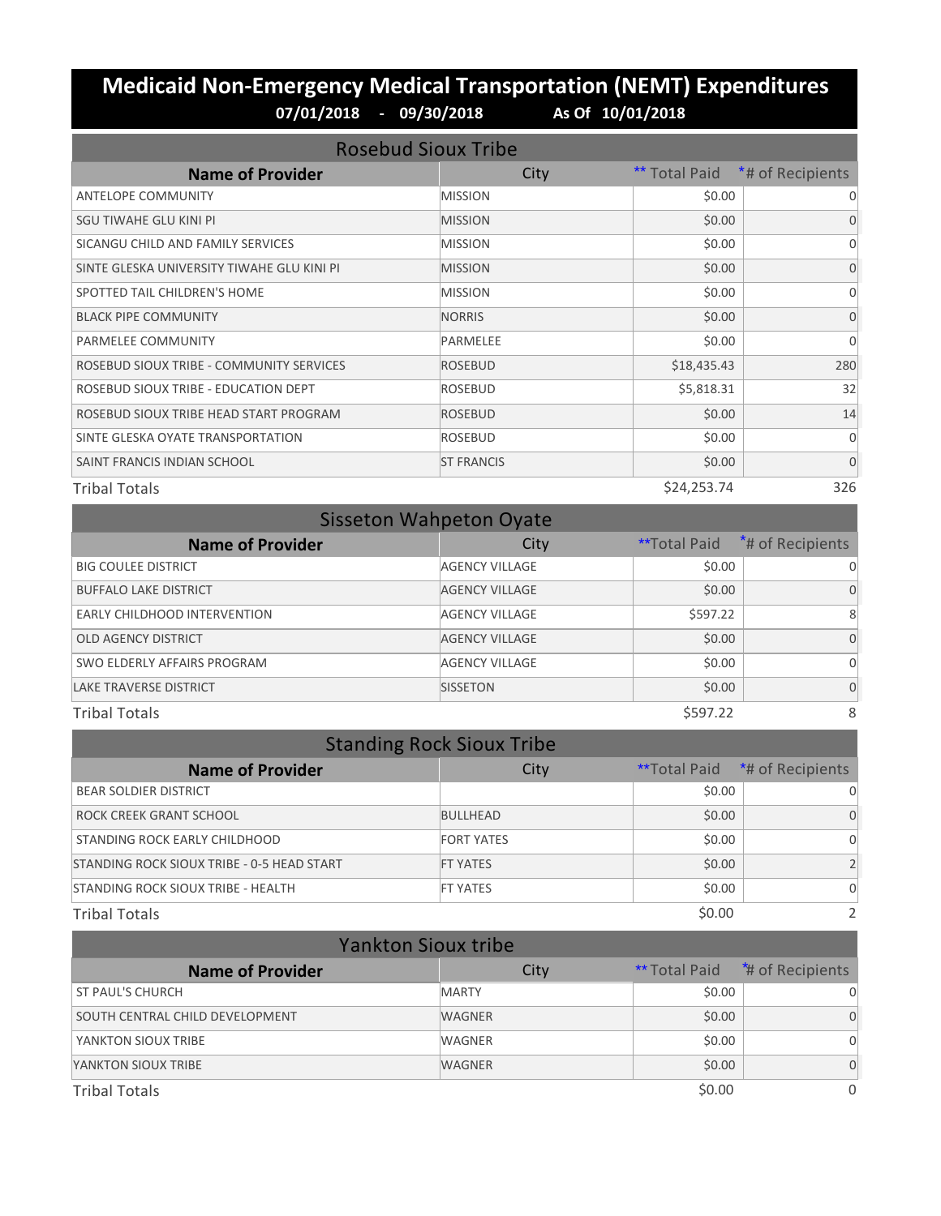# Medicaid Non-Emergency Medical Transportation (NEMT) Expenditures

**07/01/2018 - 09/30/2018 As Of 10/01/2018**

## Rosebud Sioux Tribe

| Name of Provider | City | ** Total Paid | *# of Recipients |
|---|---|---|---|
| ANTELOPE COMMUNITY | MISSION | $0.00 | 0 |
| SGU TIWAHE GLU KINI PI | MISSION | $0.00 | 0 |
| SICANGU CHILD AND FAMILY SERVICES | MISSION | $0.00 | 0 |
| SINTE GLESKA UNIVERSITY TIWAHE GLU KINI PI | MISSION | $0.00 | 0 |
| SPOTTED TAIL CHILDREN'S HOME | MISSION | $0.00 | 0 |
| BLACK PIPE COMMUNITY | NORRIS | $0.00 | 0 |
| PARMELEE COMMUNITY | PARMELEE | $0.00 | 0 |
| ROSEBUD SIOUX TRIBE - COMMUNITY SERVICES | ROSEBUD | $18,435.43 | 280 |
| ROSEBUD SIOUX TRIBE - EDUCATION DEPT | ROSEBUD | $5,818.31 | 32 |
| ROSEBUD SIOUX TRIBE HEAD START PROGRAM | ROSEBUD | $0.00 | 14 |
| SINTE GLESKA OYATE TRANSPORTATION | ROSEBUD | $0.00 | 0 |
| SAINT FRANCIS INDIAN SCHOOL | ST FRANCIS | $0.00 | 0 |
| Tribal Totals | | $24,253.74 | 326 |

## Sisseton Wahpeton Oyate

| Name of Provider | City | **Total Paid | *# of Recipients |
|---|---|---|---|
| BIG COULEE DISTRICT | AGENCY VILLAGE | $0.00 | 0 |
| BUFFALO LAKE DISTRICT | AGENCY VILLAGE | $0.00 | 0 |
| EARLY CHILDHOOD INTERVENTION | AGENCY VILLAGE | $597.22 | 8 |
| OLD AGENCY DISTRICT | AGENCY VILLAGE | $0.00 | 0 |
| SWO ELDERLY AFFAIRS PROGRAM | AGENCY VILLAGE | $0.00 | 0 |
| LAKE TRAVERSE DISTRICT | SISSETON | $0.00 | 0 |
| Tribal Totals | | $597.22 | 8 |

## Standing Rock Sioux Tribe

| Name of Provider | City | **Total Paid | *# of Recipients |
|---|---|---|---|
| BEAR SOLDIER DISTRICT | | $0.00 | 0 |
| ROCK CREEK GRANT SCHOOL | BULLHEAD | $0.00 | 0 |
| STANDING ROCK EARLY CHILDHOOD | FORT YATES | $0.00 | 0 |
| STANDING ROCK SIOUX TRIBE - 0-5 HEAD START | FT YATES | $0.00 | 2 |
| STANDING ROCK SIOUX TRIBE - HEALTH | FT YATES | $0.00 | 0 |
| Tribal Totals | | $0.00 | 2 |

## Yankton Sioux tribe

| Name of Provider | City | ** Total Paid | *# of Recipients |
|---|---|---|---|
| ST PAUL'S CHURCH | MARTY | $0.00 | 0 |
| SOUTH CENTRAL CHILD DEVELOPMENT | WAGNER | $0.00 | 0 |
| YANKTON SIOUX TRIBE | WAGNER | $0.00 | 0 |
| YANKTON SIOUX TRIBE | WAGNER | $0.00 | 0 |
| Tribal Totals | | $0.00 | 0 |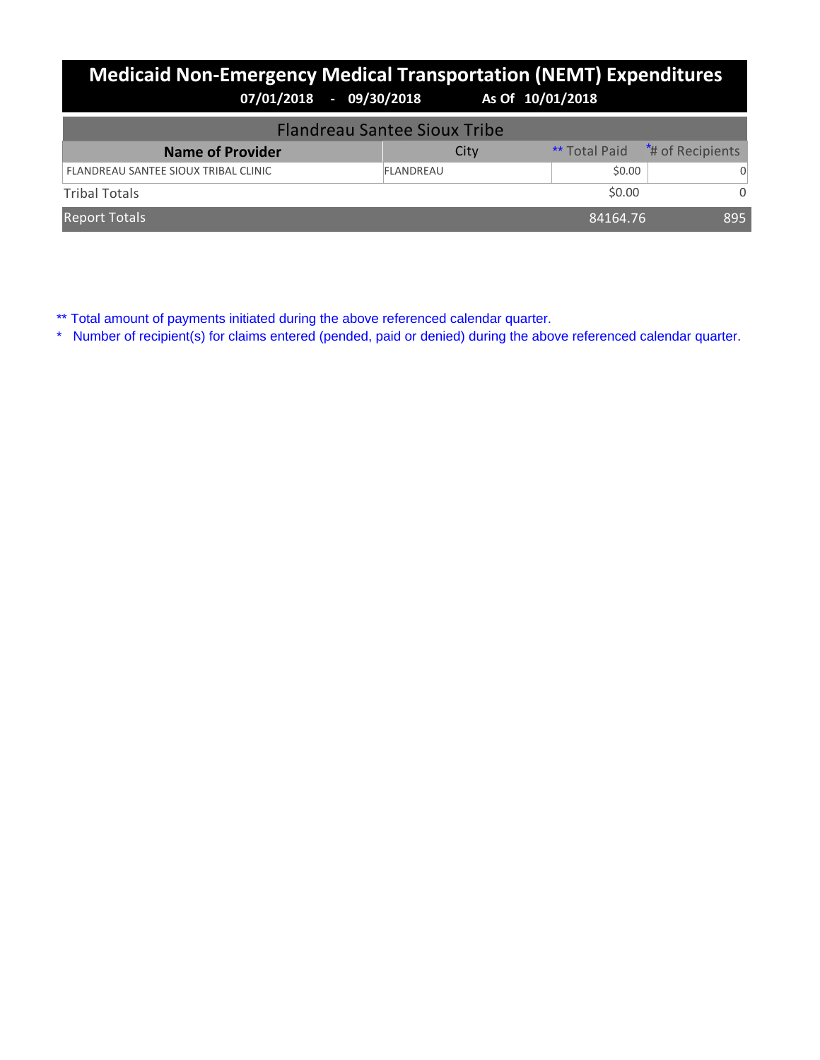# Medicaid Non-Emergency Medical Transportation (NEMT) Expenditures

**07/01/2018 - 09/30/2018 As Of 10/01/2018**

## Flandreau Santee Sioux Tribe

| Name of Provider | City | ** Total Paid | *# of Recipients |
|---|---|---|---|
| FLANDREAU SANTEE SIOUX TRIBAL CLINIC | FLANDREAU | $0.00 | 0 |
| Tribal Totals | | $0.00 | 0 |
| Report Totals | | 84164.76 | 895 |

** Total amount of payments initiated during the above referenced calendar quarter.

* Number of recipient(s) for claims entered (pended, paid or denied) during the above referenced calendar quarter.